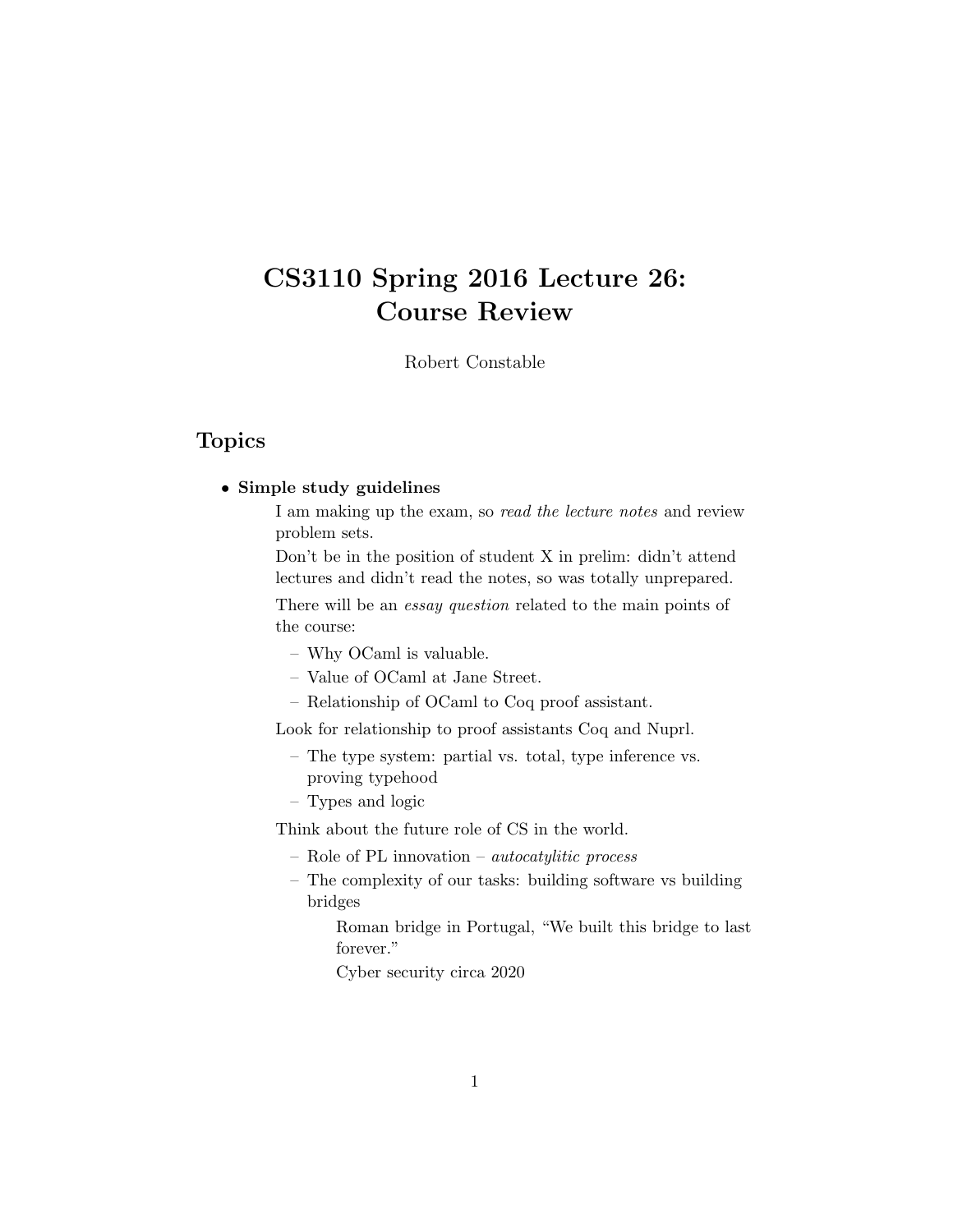# CS3110 Spring 2016 Lecture 26: Course Review

Robert Constable

## Topics

- **Simple study guidelines**

  I am making up the exam, so *read the lecture notes* and review problem sets.

  Don't be in the position of student X in prelim: didn't attend lectures and didn't read the notes, so totally unprepared.

  There will be an *essay question* related to the main points of the course:

  - Why OCaml is valuable.
  - Value of OCaml at Jane Street.
  - Relationship of OCaml to Coq proof assistant.

  Look for relationship to proof assistants Coq and Nuprl.

  - The type system: partial vs. total, type inference vs. proving typehood
  - Types and logic

  Think about the future role of CS in the world.

  - Role of PL innovation – *autocatylitic process*
  - The complexity of our tasks: building software vs building bridges

    Roman bridge in Portugal, "We built this bridge to last forever."

    Cyber security circa 2020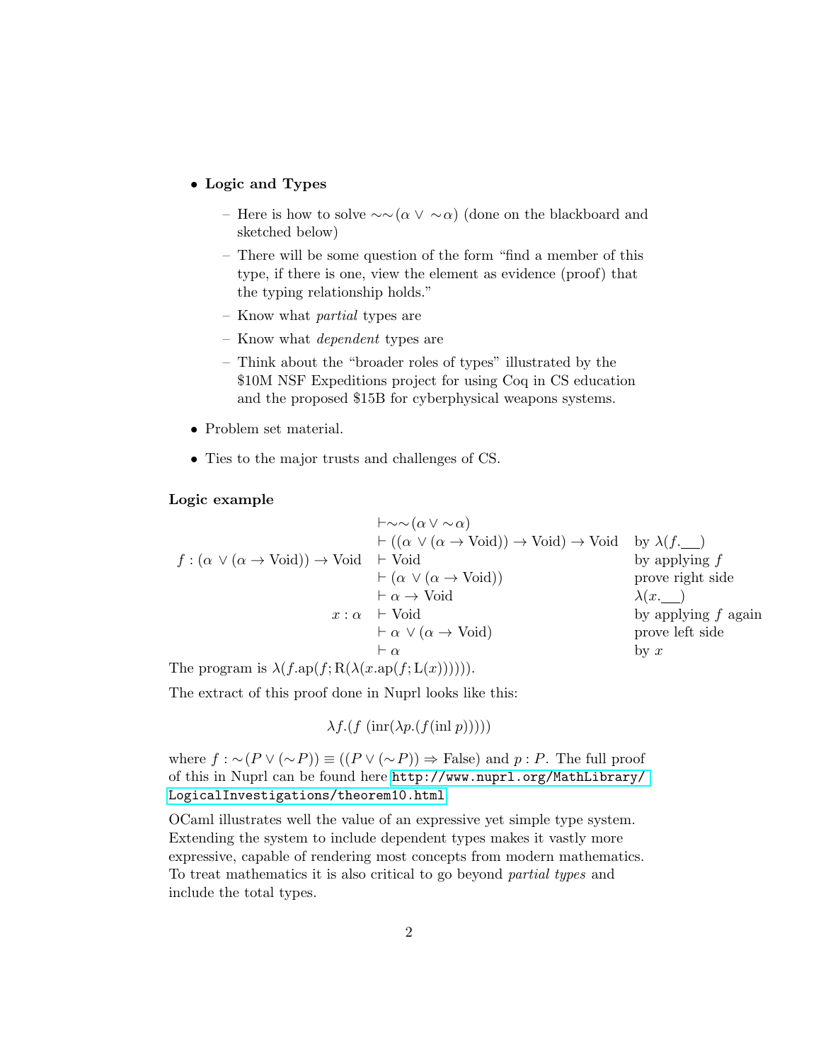- **Logic and Types**
  - Here is how to solve $\sim\sim(\alpha \vee \sim\alpha)$ (done on the blackboard and sketched below)
  - There will be some question of the form "find a member of this type, if there is one, view the element as evidence (proof) that the typing relationship holds."
  - Know what *partial* types are
  - Know what *dependent* types are
  - Think about the "broader roles of types" illustrated by the $10M NSF Expeditions project for using Coq in CS education and the proposed $15B for cyberphysical weapons systems.
- Problem set material.
- Ties to the major trusts and challenges of CS.

**Logic example**

| Hypothesis | Goal | Justification |
|---|---|---|
| | $\vdash \sim\sim(\alpha \vee \sim\alpha)$ | |
| | $\vdash ((\alpha \vee (\alpha \to \text{Void})) \to \text{Void}) \to \text{Void}$ | by $\lambda(f.\_\_)$ |
| $f : (\alpha \vee (\alpha \to \text{Void})) \to \text{Void}$ | $\vdash \text{Void}$ | by applying $f$ |
| | $\vdash (\alpha \vee (\alpha \to \text{Void}))$ | prove right side |
| | $\vdash \alpha \to \text{Void}$ | $\lambda(x.\_\_)$ |
| $x : \alpha$ | $\vdash \text{Void}$ | by applying $f$ again |
| | $\vdash \alpha \vee (\alpha \to \text{Void})$ | prove left side |
| | $\vdash \alpha$ | by $x$ |

The program is $\lambda(f.\text{ap}(f; \text{R}(\lambda(x.\text{ap}(f; \text{L}(x))))))$.

The extract of this proof done in Nuprl looks like this:

$$\lambda f.(f\ (\text{inr}(\lambda p.(f(\text{inl}\ p)))))$$

where $f : \sim(P \vee (\sim P)) \equiv ((P \vee (\sim P)) \Rightarrow \text{False})$ and $p : P$. The full proof of this in Nuprl can be found here http://www.nuprl.org/MathLibrary/LogicalInvestigations/theorem10.html.

OCaml illustrates well the value of an expressive yet simple type system. Extending the system to include dependent types makes it vastly more expressive, capable of rendering most concepts from modern mathematics. To treat mathematics it is also critical to go beyond *partial types* and include the total types.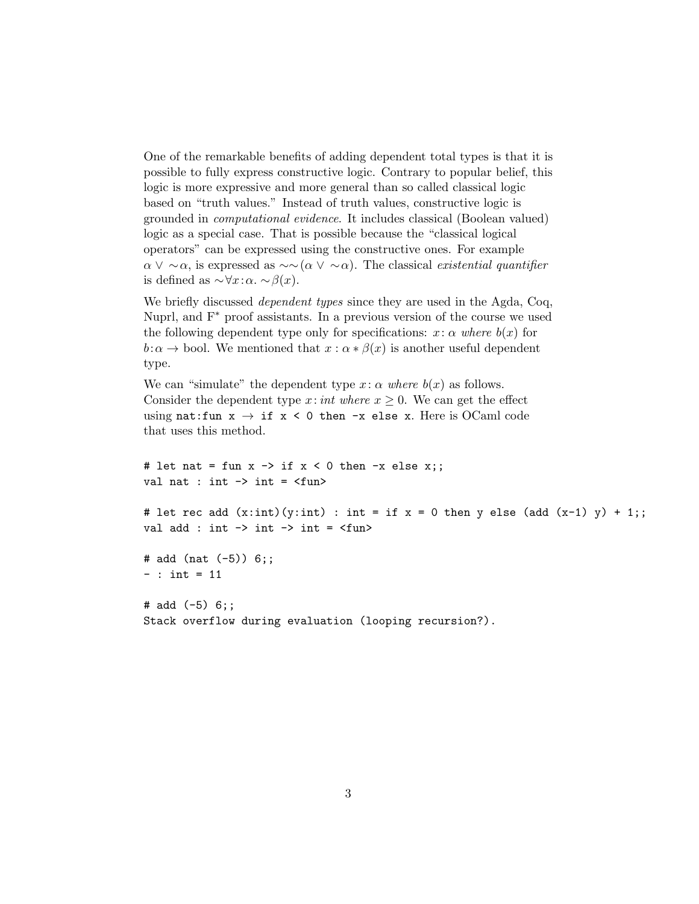One of the remarkable benefits of adding dependent total types is that it is possible to fully express constructive logic. Contrary to popular belief, this logic is more expressive and more general than so called classical logic based on "truth values." Instead of truth values, constructive logic is grounded in *computational evidence*. It includes classical (Boolean valued) logic as a special case. That is possible because the "classical logical operators" can be expressed using the constructive ones. For example $\alpha \vee \sim\alpha$, is expressed as $\sim\sim(\alpha \vee \sim\alpha)$. The classical *existential quantifier* is defined as $\sim\forall x{:}\alpha.\ \sim\beta(x)$.

We briefly discussed *dependent types* since they are used in the Agda, Coq, Nuprl, and F* proof assistants. In a previous version of the course we used the following dependent type only for specifications: $x\colon \alpha$ *where* $b(x)$ for $b{:}\alpha \rightarrow$ bool. We mentioned that $x : \alpha * \beta(x)$ is another useful dependent type.

We can "simulate" the dependent type $x\colon \alpha$ *where* $b(x)$ as follows. Consider the dependent type $x\colon int$ *where* $x \geq 0$. We can get the effect using `nat:fun x → if x < 0 then -x else x`. Here is OCaml code that uses this method.

```
# let nat = fun x -> if x < 0 then -x else x;;
val nat : int -> int = <fun>

# let rec add (x:int)(y:int) : int = if x = 0 then y else (add (x-1) y) + 1;;
val add : int -> int -> int = <fun>

# add (nat (-5)) 6;;
- : int = 11

# add (-5) 6;;
Stack overflow during evaluation (looping recursion?).
```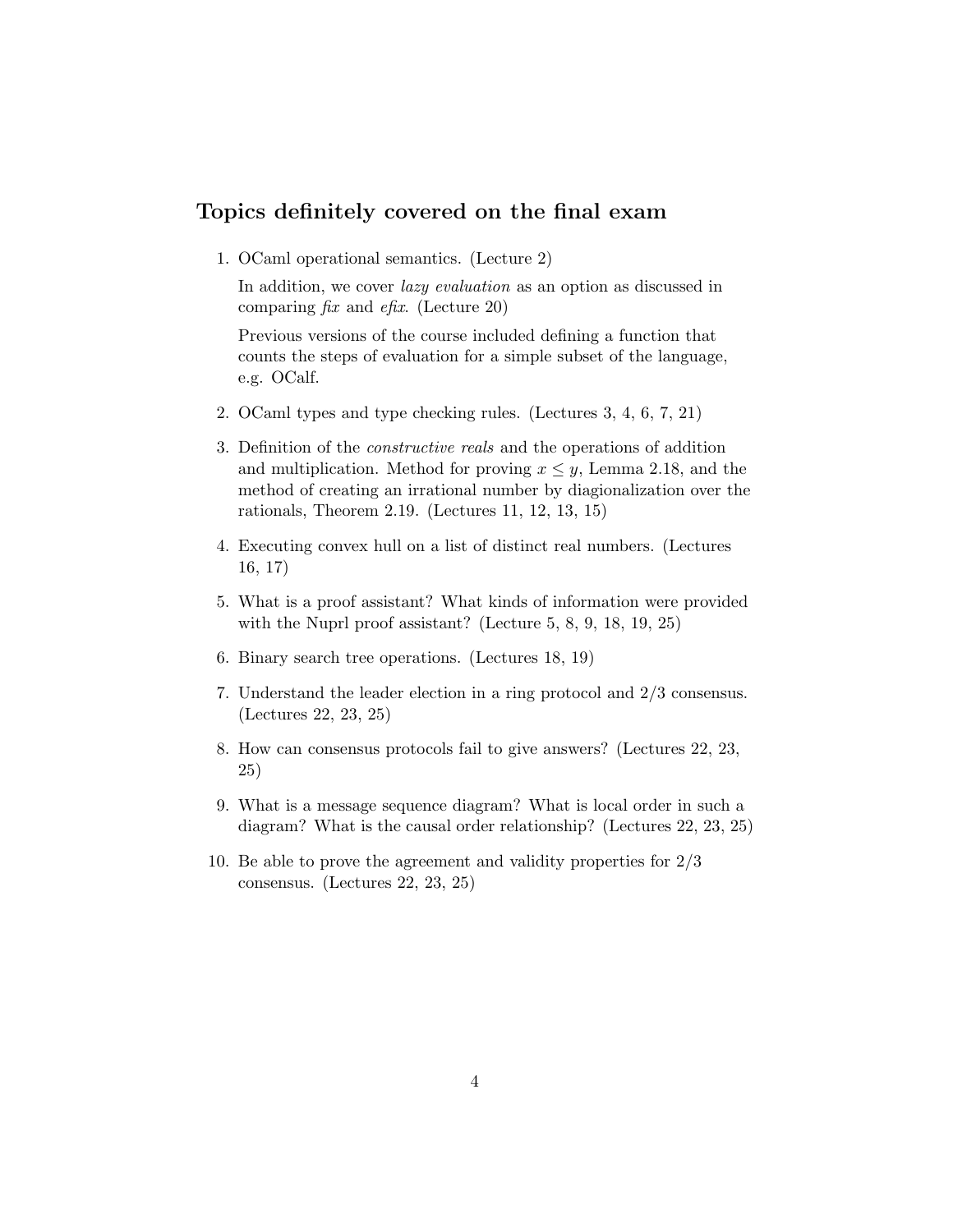## Topics definitely covered on the final exam

1. OCaml operational semantics. (Lecture 2)

   In addition, we cover *lazy evaluation* as an option as discussed in comparing *fix* and *efix*. (Lecture 20)

   Previous versions of the course included defining a function that counts the steps of evaluation for a simple subset of the language, e.g. OCalf.

2. OCaml types and type checking rules. (Lectures 3, 4, 6, 7, 21)

3. Definition of the *constructive reals* and the operations of addition and multiplication. Method for proving $x \leq y$, Lemma 2.18, and the method of creating an irrational number by diagionalization over the rationals, Theorem 2.19. (Lectures 11, 12, 13, 15)

4. Executing convex hull on a list of distinct real numbers. (Lectures 16, 17)

5. What is a proof assistant? What kinds of information were provided with the Nuprl proof assistant? (Lecture 5, 8, 9, 18, 19, 25)

6. Binary search tree operations. (Lectures 18, 19)

7. Understand the leader election in a ring protocol and 2/3 consensus. (Lectures 22, 23, 25)

8. How can consensus protocols fail to give answers? (Lectures 22, 23, 25)

9. What is a message sequence diagram? What is local order in such a diagram? What is the causal order relationship? (Lectures 22, 23, 25)

10. Be able to prove the agreement and validity properties for 2/3 consensus. (Lectures 22, 23, 25)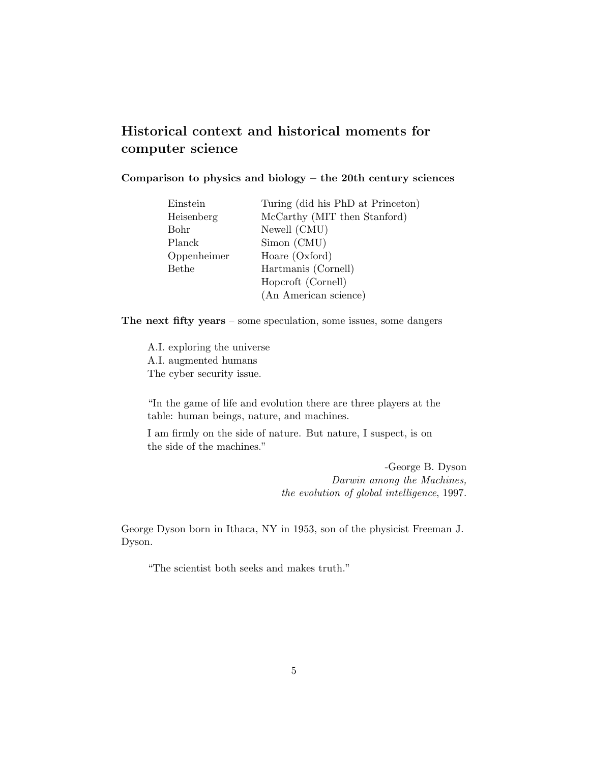## Historical context and historical moments for computer science

### Comparison to physics and biology – the 20th century sciences

| | |
|---|---|
| Einstein | Turing (did his PhD at Princeton) |
| Heisenberg | McCarthy (MIT then Stanford) |
| Bohr | Newell (CMU) |
| Planck | Simon (CMU) |
| Oppenheimer | Hoare (Oxford) |
| Bethe | Hartmanis (Cornell) |
| | Hopcroft (Cornell) |
| | (An American science) |

**The next fifty years** – some speculation, some issues, some dangers

A.I. exploring the universe
A.I. augmented humans
The cyber security issue.

> "In the game of life and evolution there are three players at the table: human beings, nature, and machines.
>
> I am firmly on the side of nature. But nature, I suspect, is on the side of the machines."
>
> -George B. Dyson
> *Darwin among the Machines, the evolution of global intelligence*, 1997.

George Dyson born in Ithaca, NY in 1953, son of the physicist Freeman J. Dyson.

> "The scientist both seeks and makes truth."